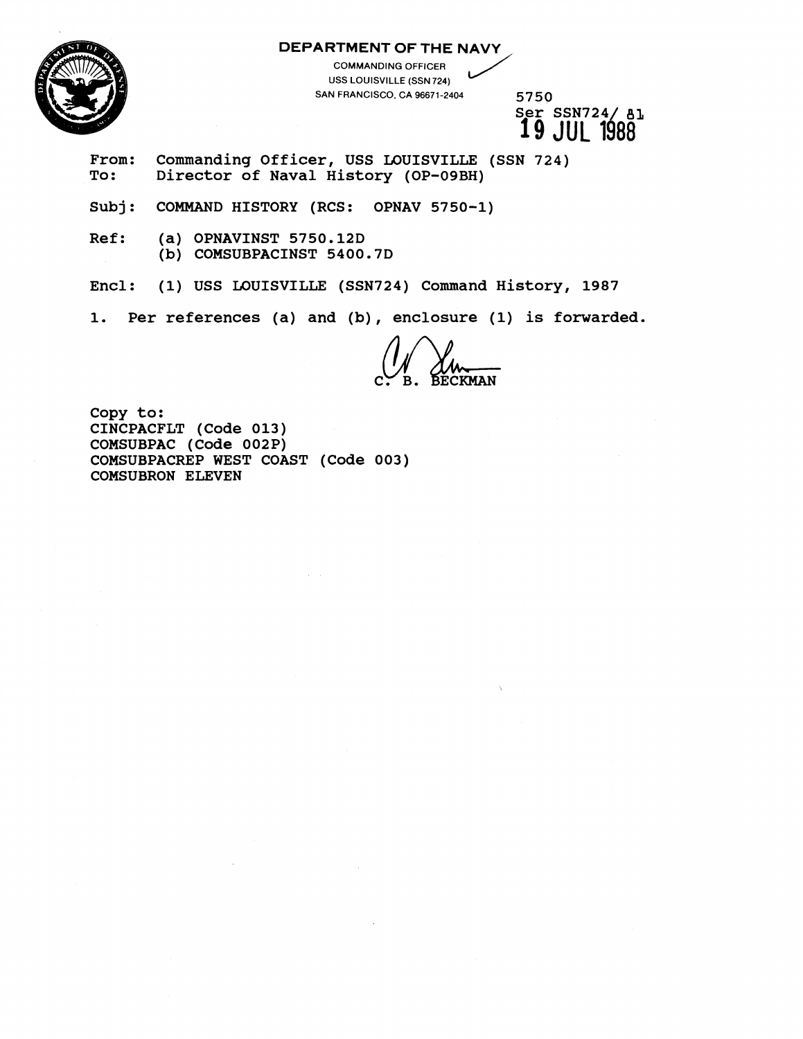**DEPARTMENT OF THE NAVY**

COMMANDING OFFICER
USS LOUISVILLE (SSN 724)
SAN FRANCISCO, CA 96671-2404

5750
Ser SSN724/ 81
19 JUL 1988

From: Commanding Officer, USS LOUISVILLE (SSN 724)
To: Director of Naval History (OP-09BH)

Subj: COMMAND HISTORY (RCS: OPNAV 5750-1)

Ref: (a) OPNAVINST 5750.12D
(b) COMSUBPACINST 5400.7D

Encl: (1) USS LOUISVILLE (SSN724) Command History, 1987

1. Per references (a) and (b), enclosure (1) is forwarded.

C. B. BECKMAN

Copy to:
CINCPACFLT (Code 013)
COMSUBPAC (Code 002P)
COMSUBPACREP WEST COAST (Code 003)
COMSUBRON ELEVEN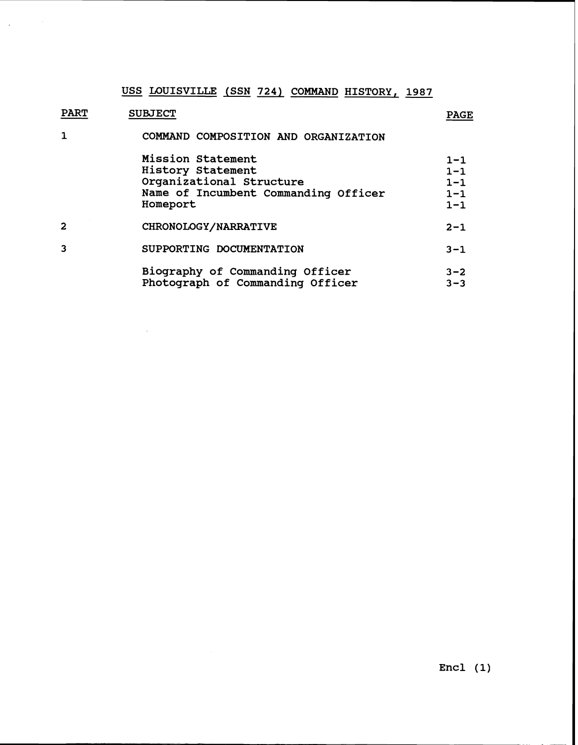# USS LOUISVILLE (SSN 724) COMMAND HISTORY, 1987

| PART | SUBJECT | PAGE |
|---|---|---|
| 1 | COMMAND COMPOSITION AND ORGANIZATION | |
| | Mission Statement | 1-1 |
| | History Statement | 1-1 |
| | Organizational Structure | 1-1 |
| | Name of Incumbent Commanding Officer | 1-1 |
| | Homeport | 1-1 |
| 2 | CHRONOLOGY/NARRATIVE | 2-1 |
| 3 | SUPPORTING DOCUMENTATION | 3-1 |
| | Biography of Commanding Officer | 3-2 |
| | Photograph of Commanding Officer | 3-3 |

Encl (1)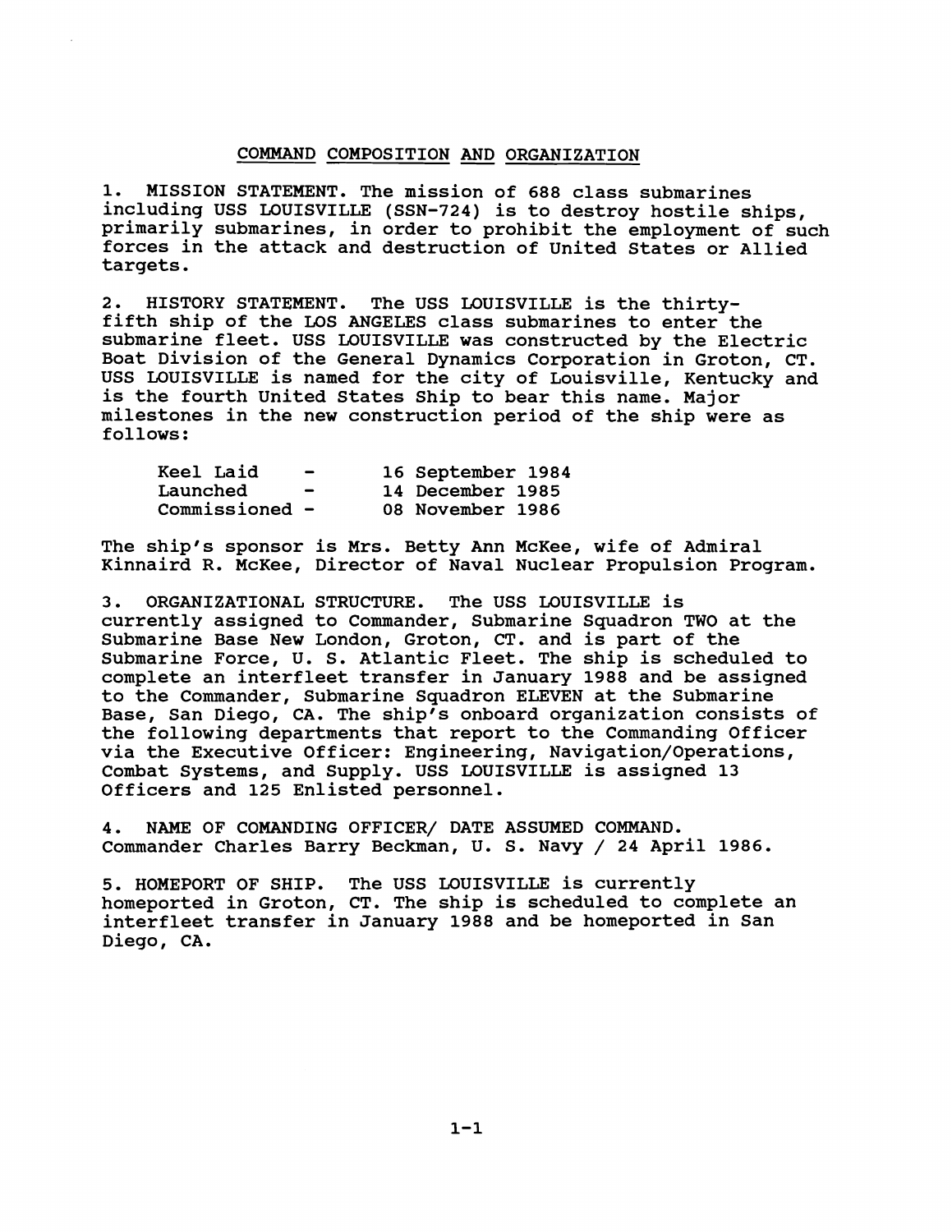## COMMAND COMPOSITION AND ORGANIZATION

1. MISSION STATEMENT. The mission of 688 class submarines including USS LOUISVILLE (SSN-724) is to destroy hostile ships, primarily submarines, in order to prohibit the employment of such forces in the attack and destruction of United States or Allied targets.

2. HISTORY STATEMENT. The USS LOUISVILLE is the thirty-fifth ship of the LOS ANGELES class submarines to enter the submarine fleet. USS LOUISVILLE was constructed by the Electric Boat Division of the General Dynamics Corporation in Groton, CT. USS LOUISVILLE is named for the city of Louisville, Kentucky and is the fourth United States Ship to bear this name. Major milestones in the new construction period of the ship were as follows:

| | | |
|---|---|---|
| Keel Laid | - | 16 September 1984 |
| Launched | - | 14 December 1985 |
| Commissioned | - | 08 November 1986 |

The ship's sponsor is Mrs. Betty Ann McKee, wife of Admiral Kinnaird R. McKee, Director of Naval Nuclear Propulsion Program.

3. ORGANIZATIONAL STRUCTURE. The USS LOUISVILLE is currently assigned to Commander, Submarine Squadron TWO at the Submarine Base New London, Groton, CT. and is part of the Submarine Force, U. S. Atlantic Fleet. The ship is scheduled to complete an interfleet transfer in January 1988 and be assigned to the Commander, Submarine Squadron ELEVEN at the Submarine Base, San Diego, CA. The ship's onboard organization consists of the following departments that report to the Commanding Officer via the Executive Officer: Engineering, Navigation/Operations, Combat Systems, and Supply. USS LOUISVILLE is assigned 13 Officers and 125 Enlisted personnel.

4. NAME OF COMANDING OFFICER/ DATE ASSUMED COMMAND. Commander Charles Barry Beckman, U. S. Navy / 24 April 1986.

5. HOMEPORT OF SHIP. The USS LOUISVILLE is currently homeported in Groton, CT. The ship is scheduled to complete an interfleet transfer in January 1988 and be homeported in San Diego, CA.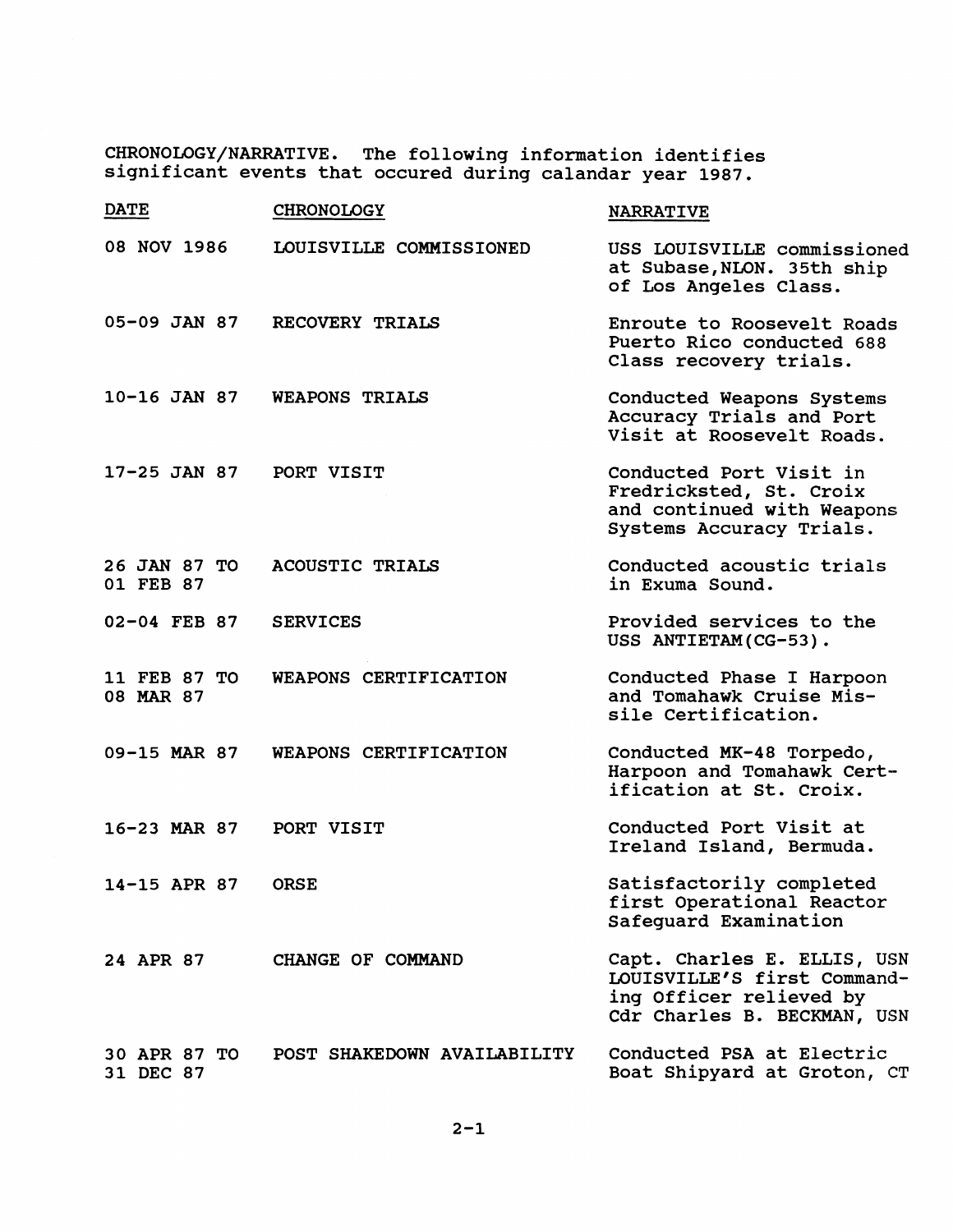CHRONOLOGY/NARRATIVE. The following information identifies significant events that occured during calandar year 1987.

| DATE | CHRONOLOGY | NARRATIVE |
| --- | --- | --- |
| 08 NOV 1986 | LOUISVILLE COMMISSIONED | USS LOUISVILLE commissioned at Subase,NLON. 35th ship of Los Angeles Class. |
| 05-09 JAN 87 | RECOVERY TRIALS | Enroute to Roosevelt Roads Puerto Rico conducted 688 Class recovery trials. |
| 10-16 JAN 87 | WEAPONS TRIALS | Conducted Weapons Systems Accuracy Trials and Port Visit at Roosevelt Roads. |
| 17-25 JAN 87 | PORT VISIT | Conducted Port Visit in Fredricksted, St. Croix and continued with Weapons Systems Accuracy Trials. |
| 26 JAN 87 TO 01 FEB 87 | ACOUSTIC TRIALS | Conducted acoustic trials in Exuma Sound. |
| 02-04 FEB 87 | SERVICES | Provided services to the USS ANTIETAM(CG-53). |
| 11 FEB 87 TO 08 MAR 87 | WEAPONS CERTIFICATION | Conducted Phase I Harpoon and Tomahawk Cruise Missile Certification. |
| 09-15 MAR 87 | WEAPONS CERTIFICATION | Conducted MK-48 Torpedo, Harpoon and Tomahawk Certification at St. Croix. |
| 16-23 MAR 87 | PORT VISIT | Conducted Port Visit at Ireland Island, Bermuda. |
| 14-15 APR 87 | ORSE | Satisfactorily completed first Operational Reactor Safeguard Examination |
| 24 APR 87 | CHANGE OF COMMAND | Capt. Charles E. ELLIS, USN LOUISVILLE'S first Commanding Officer relieved by Cdr Charles B. BECKMAN, USN |
| 30 APR 87 TO 31 DEC 87 | POST SHAKEDOWN AVAILABILITY | Conducted PSA at Electric Boat Shipyard at Groton, CT |